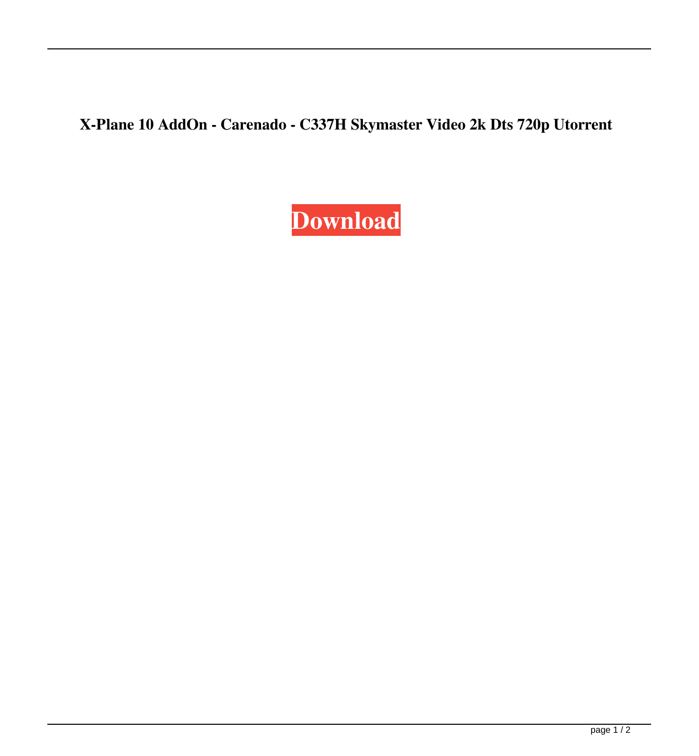**X-Plane 10 AddOn - Carenado - C337H Skymaster Video 2k Dts 720p Utorrent**

**Download**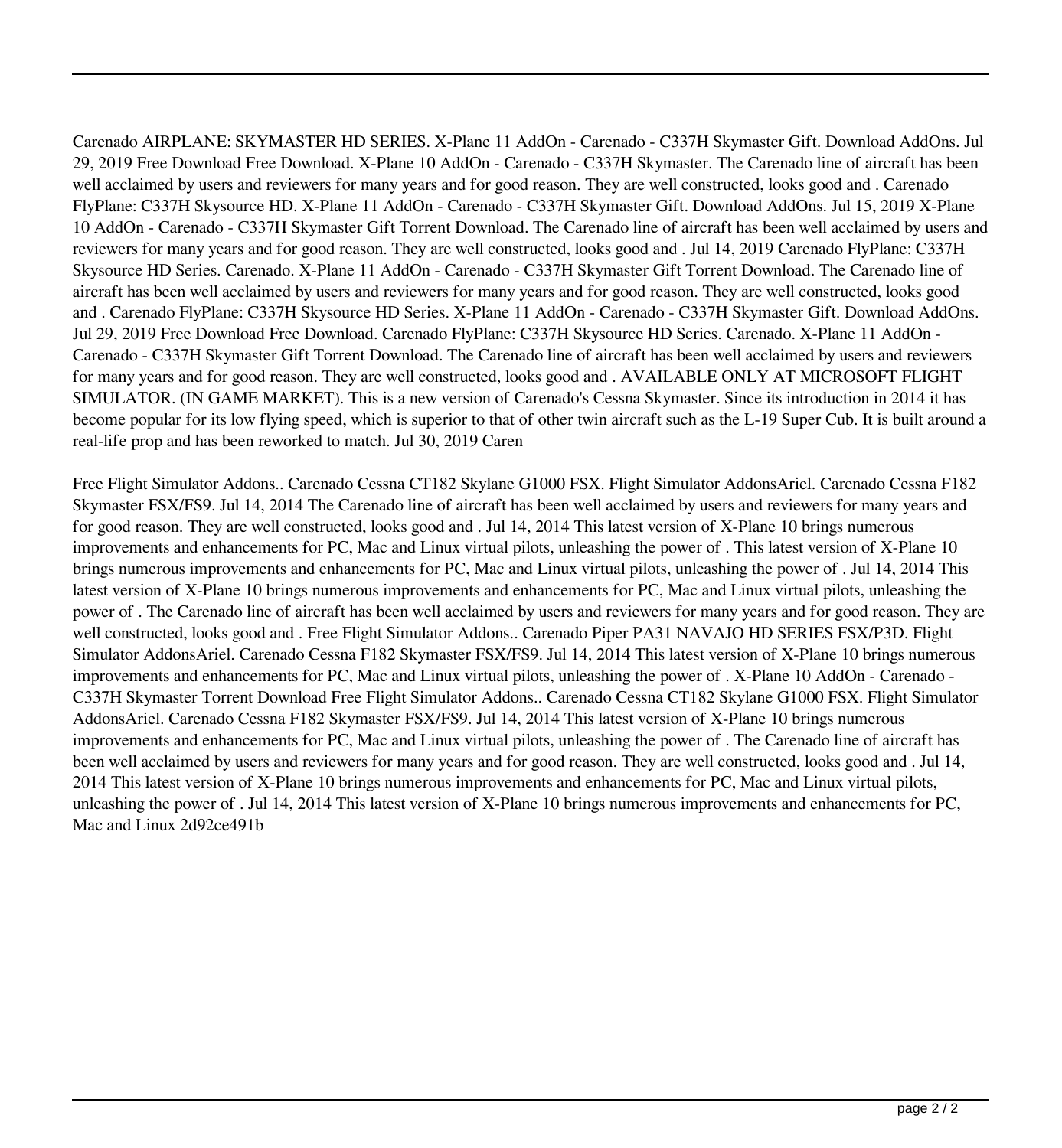Carenado AIRPLANE: SKYMASTER HD SERIES. X-Plane 11 AddOn - Carenado - C337H Skymaster Gift. Download AddOns. Jul 29, 2019 Free Download Free Download. X-Plane 10 AddOn - Carenado - C337H Skymaster. The Carenado line of aircraft has been well acclaimed by users and reviewers for many years and for good reason. They are well constructed, looks good and . Carenado FlyPlane: C337H Skysource HD. X-Plane 11 AddOn - Carenado - C337H Skymaster Gift. Download AddOns. Jul 15, 2019 X-Plane 10 AddOn - Carenado - C337H Skymaster Gift Torrent Download. The Carenado line of aircraft has been well acclaimed by users and reviewers for many years and for good reason. They are well constructed, looks good and . Jul 14, 2019 Carenado FlyPlane: C337H Skysource HD Series. Carenado. X-Plane 11 AddOn - Carenado - C337H Skymaster Gift Torrent Download. The Carenado line of aircraft has been well acclaimed by users and reviewers for many years and for good reason. They are well constructed, looks good and . Carenado FlyPlane: C337H Skysource HD Series. X-Plane 11 AddOn - Carenado - C337H Skymaster Gift. Download AddOns. Jul 29, 2019 Free Download Free Download. Carenado FlyPlane: C337H Skysource HD Series. Carenado. X-Plane 11 AddOn - Carenado - C337H Skymaster Gift Torrent Download. The Carenado line of aircraft has been well acclaimed by users and reviewers for many years and for good reason. They are well constructed, looks good and . AVAILABLE ONLY AT MICROSOFT FLIGHT SIMULATOR. (IN GAME MARKET). This is a new version of Carenado's Cessna Skymaster. Since its introduction in 2014 it has become popular for its low flying speed, which is superior to that of other twin aircraft such as the L-19 Super Cub. It is built around a real-life prop and has been reworked to match. Jul 30, 2019 Caren

Free Flight Simulator Addons.. Carenado Cessna CT182 Skylane G1000 FSX. Flight Simulator AddonsAriel. Carenado Cessna F182 Skymaster FSX/FS9. Jul 14, 2014 The Carenado line of aircraft has been well acclaimed by users and reviewers for many years and for good reason. They are well constructed, looks good and . Jul 14, 2014 This latest version of X-Plane 10 brings numerous improvements and enhancements for PC, Mac and Linux virtual pilots, unleashing the power of . This latest version of X-Plane 10 brings numerous improvements and enhancements for PC, Mac and Linux virtual pilots, unleashing the power of . Jul 14, 2014 This latest version of X-Plane 10 brings numerous improvements and enhancements for PC, Mac and Linux virtual pilots, unleashing the power of . The Carenado line of aircraft has been well acclaimed by users and reviewers for many years and for good reason. They are well constructed, looks good and . Free Flight Simulator Addons.. Carenado Piper PA31 NAVAJO HD SERIES FSX/P3D. Flight Simulator AddonsAriel. Carenado Cessna F182 Skymaster FSX/FS9. Jul 14, 2014 This latest version of X-Plane 10 brings numerous improvements and enhancements for PC, Mac and Linux virtual pilots, unleashing the power of . X-Plane 10 AddOn - Carenado - C337H Skymaster Torrent Download Free Flight Simulator Addons.. Carenado Cessna CT182 Skylane G1000 FSX. Flight Simulator AddonsAriel. Carenado Cessna F182 Skymaster FSX/FS9. Jul 14, 2014 This latest version of X-Plane 10 brings numerous improvements and enhancements for PC, Mac and Linux virtual pilots, unleashing the power of . The Carenado line of aircraft has been well acclaimed by users and reviewers for many years and for good reason. They are well constructed, looks good and . Jul 14, 2014 This latest version of X-Plane 10 brings numerous improvements and enhancements for PC, Mac and Linux virtual pilots, unleashing the power of . Jul 14, 2014 This latest version of X-Plane 10 brings numerous improvements and enhancements for PC, Mac and Linux 2d92ce491b